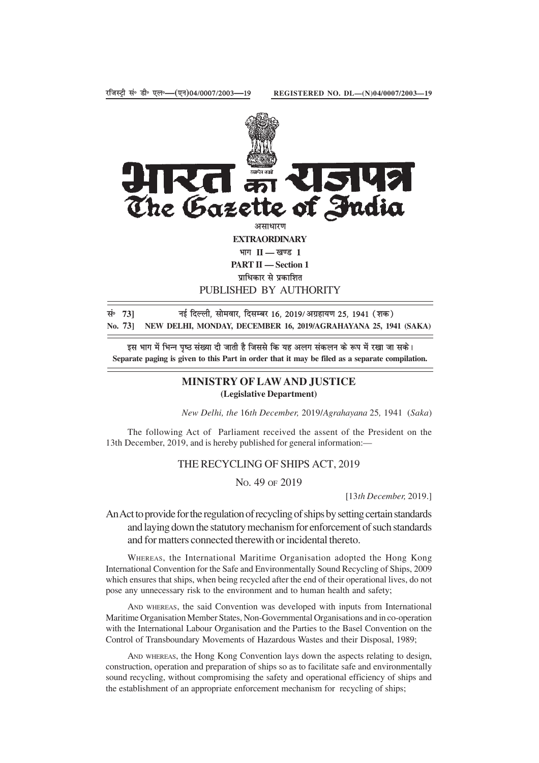रजिस्ट्री सं॰ डी॰ एल॰—(एन)04/0007/2003—19 REGISTERED NO. DL—(N)04/0007/2003—19

# भारत का राजपत्र
# The Gazette of India

असाधारण

**EXTRAORDINARY**

भाग II — खण्ड 1

**PART II — Section 1**

प्राधिकार से प्रकाशित

PUBLISHED BY AUTHORITY

सं॰ 73] नई दिल्ली, सोमवार, दिसम्बर 16, 2019/ अग्रहायण 25, 1941 (शक)

**No. 73] NEW DELHI, MONDAY, DECEMBER 16, 2019/AGRAHAYANA 25, 1941 (SAKA)**

इस भाग में भिन्न पृष्ठ संख्या दी जाती है जिससे कि यह अलग संकलन के रूप में रखा जा सके।

**Separate paging is given to this Part in order that it may be filed as a separate compilation.**

## MINISTRY OF LAW AND JUSTICE
**(Legislative Department)**

*New Delhi, the* 16*th December,* 2019/*Agrahayana* 25, 1941 (*Saka*)

The following Act of Parliament received the assent of the President on the 13th December, 2019, and is hereby published for general information:—

## THE RECYCLING OF SHIPS ACT, 2019

No. 49 of 2019

[13*th December,* 2019.]

An Act to provide for the regulation of recycling of ships by setting certain standards and laying down the statutory mechanism for enforcement of such standards and for matters connected therewith or incidental thereto.

WHEREAS, the International Maritime Organisation adopted the Hong Kong International Convention for the Safe and Environmentally Sound Recycling of Ships, 2009 which ensures that ships, when being recycled after the end of their operational lives, do not pose any unnecessary risk to the environment and to human health and safety;

AND WHEREAS, the said Convention was developed with inputs from International Maritime Organisation Member States, Non-Governmental Organisations and in co-operation with the International Labour Organisation and the Parties to the Basel Convention on the Control of Transboundary Movements of Hazardous Wastes and their Disposal, 1989;

AND WHEREAS, the Hong Kong Convention lays down the aspects relating to design, construction, operation and preparation of ships so as to facilitate safe and environmentally sound recycling, without compromising the safety and operational efficiency of ships and the establishment of an appropriate enforcement mechanism for recycling of ships;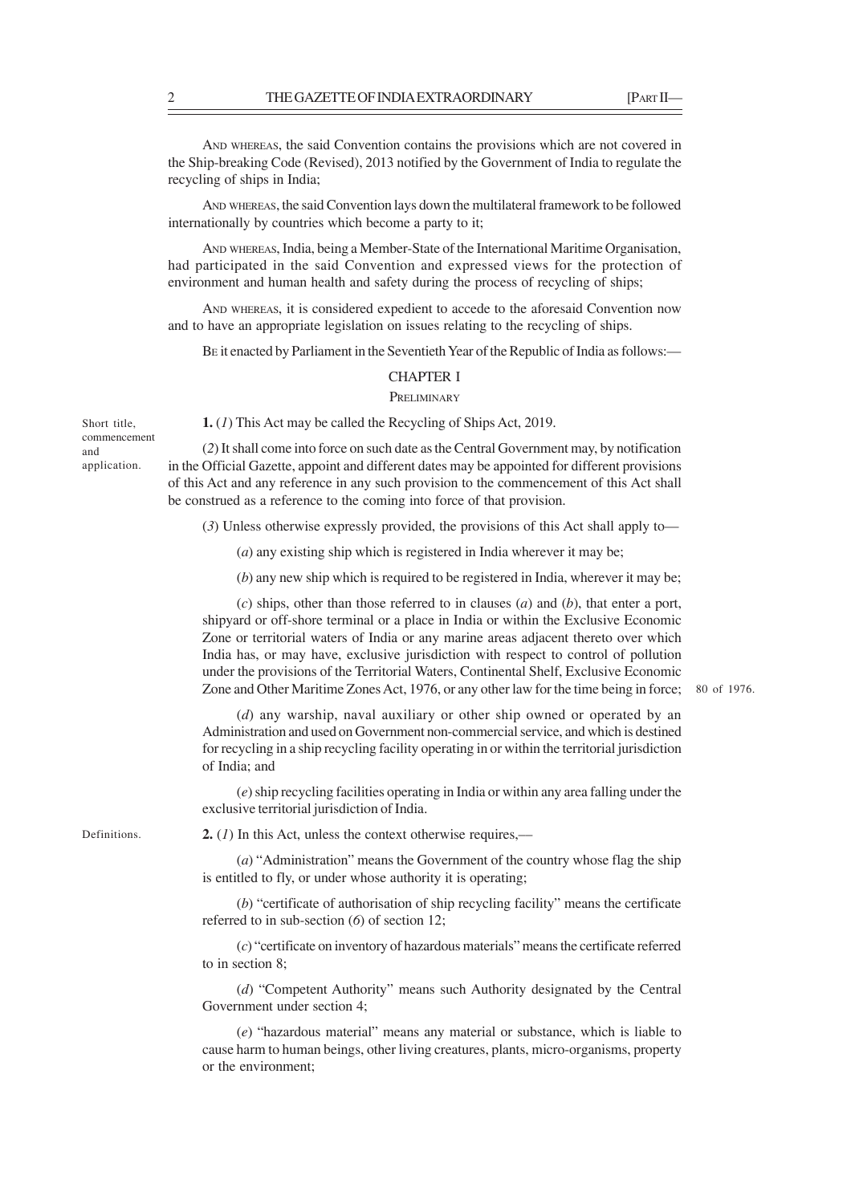AND WHEREAS, the said Convention contains the provisions which are not covered in the Ship-breaking Code (Revised), 2013 notified by the Government of India to regulate the recycling of ships in India;

AND WHEREAS, the said Convention lays down the multilateral framework to be followed internationally by countries which become a party to it;

AND WHEREAS, India, being a Member-State of the International Maritime Organisation, had participated in the said Convention and expressed views for the protection of environment and human health and safety during the process of recycling of ships;

AND WHEREAS, it is considered expedient to accede to the aforesaid Convention now and to have an appropriate legislation on issues relating to the recycling of ships.

BE it enacted by Parliament in the Seventieth Year of the Republic of India as follows:—

## CHAPTER I

### PRELIMINARY

Short title, commencement and application.

**1.** (*1*) This Act may be called the Recycling of Ships Act, 2019.

(*2*) It shall come into force on such date as the Central Government may, by notification in the Official Gazette, appoint and different dates may be appointed for different provisions of this Act and any reference in any such provision to the commencement of this Act shall be construed as a reference to the coming into force of that provision.

(*3*) Unless otherwise expressly provided, the provisions of this Act shall apply to—

(*a*) any existing ship which is registered in India wherever it may be;

(*b*) any new ship which is required to be registered in India, wherever it may be;

(*c*) ships, other than those referred to in clauses (*a*) and (*b*), that enter a port, shipyard or off-shore terminal or a place in India or within the Exclusive Economic Zone or territorial waters of India or any marine areas adjacent thereto over which India has, or may have, exclusive jurisdiction with respect to control of pollution under the provisions of the Territorial Waters, Continental Shelf, Exclusive Economic Zone and Other Maritime Zones Act, 1976, or any other law for the time being in force; 80 of 1976.

(*d*) any warship, naval auxiliary or other ship owned or operated by an Administration and used on Government non-commercial service, and which is destined for recycling in a ship recycling facility operating in or within the territorial jurisdiction of India; and

(*e*) ship recycling facilities operating in India or within any area falling under the exclusive territorial jurisdiction of India.

Definitions.

**2.** (*1*) In this Act, unless the context otherwise requires,—

(*a*) "Administration" means the Government of the country whose flag the ship is entitled to fly, or under whose authority it is operating;

(*b*) "certificate of authorisation of ship recycling facility" means the certificate referred to in sub-section (*6*) of section 12;

(*c*) "certificate on inventory of hazardous materials" means the certificate referred to in section 8;

(*d*) "Competent Authority" means such Authority designated by the Central Government under section 4;

(*e*) "hazardous material" means any material or substance, which is liable to cause harm to human beings, other living creatures, plants, micro-organisms, property or the environment;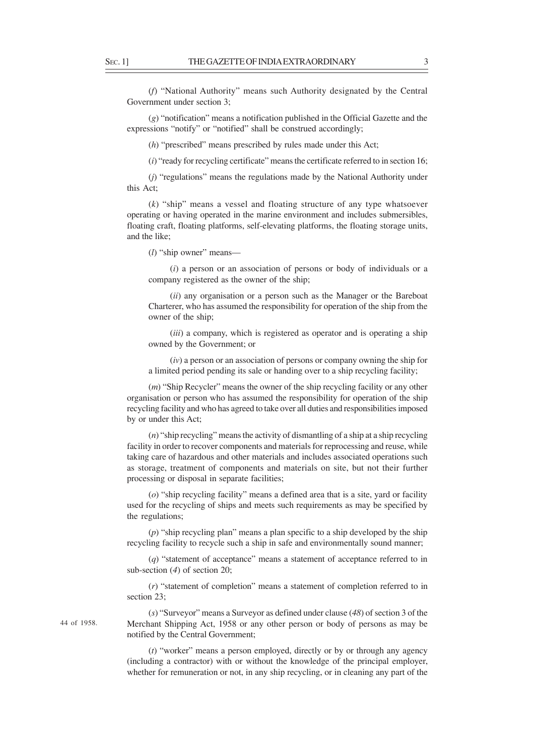(*f*) "National Authority" means such Authority designated by the Central Government under section 3;

(*g*) "notification" means a notification published in the Official Gazette and the expressions "notify" or "notified" shall be construed accordingly;

(*h*) "prescribed" means prescribed by rules made under this Act;

(*i*) "ready for recycling certificate" means the certificate referred to in section 16;

(*j*) "regulations" means the regulations made by the National Authority under this Act;

(*k*) "ship" means a vessel and floating structure of any type whatsoever operating or having operated in the marine environment and includes submersibles, floating craft, floating platforms, self-elevating platforms, the floating storage units, and the like;

(*l*) "ship owner" means—

(*i*) a person or an association of persons or body of individuals or a company registered as the owner of the ship;

(*ii*) any organisation or a person such as the Manager or the Bareboat Charterer, who has assumed the responsibility for operation of the ship from the owner of the ship;

(*iii*) a company, which is registered as operator and is operating a ship owned by the Government; or

(*iv*) a person or an association of persons or company owning the ship for a limited period pending its sale or handing over to a ship recycling facility;

(*m*) "Ship Recycler" means the owner of the ship recycling facility or any other organisation or person who has assumed the responsibility for operation of the ship recycling facility and who has agreed to take over all duties and responsibilities imposed by or under this Act;

(*n*) "ship recycling" means the activity of dismantling of a ship at a ship recycling facility in order to recover components and materials for reprocessing and reuse, while taking care of hazardous and other materials and includes associated operations such as storage, treatment of components and materials on site, but not their further processing or disposal in separate facilities;

(*o*) "ship recycling facility" means a defined area that is a site, yard or facility used for the recycling of ships and meets such requirements as may be specified by the regulations;

(*p*) "ship recycling plan" means a plan specific to a ship developed by the ship recycling facility to recycle such a ship in safe and environmentally sound manner;

(*q*) "statement of acceptance" means a statement of acceptance referred to in sub-section (*4*) of section 20;

(*r*) "statement of completion" means a statement of completion referred to in section 23;

(*s*) "Surveyor" means a Surveyor as defined under clause (*48*) of section 3 of the Merchant Shipping Act, 1958 or any other person or body of persons as may be notified by the Central Government;

44 of 1958.

(*t*) "worker" means a person employed, directly or by or through any agency (including a contractor) with or without the knowledge of the principal employer, whether for remuneration or not, in any ship recycling, or in cleaning any part of the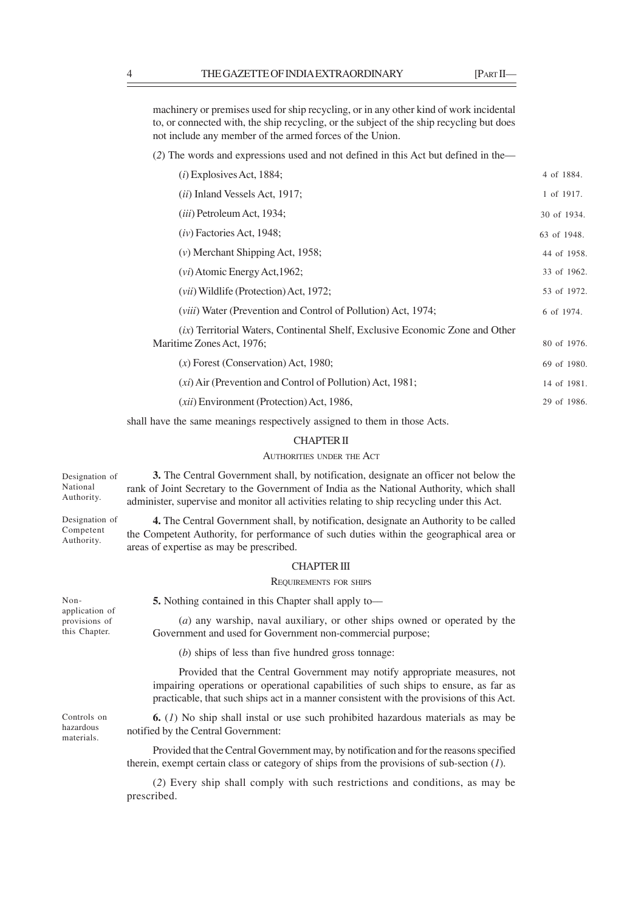machinery or premises used for ship recycling, or in any other kind of work incidental to, or connected with, the ship recycling, or the subject of the ship recycling but does not include any member of the armed forces of the Union.

(*2*) The words and expressions used and not defined in this Act but defined in the—

(*i*) Explosives Act, 1884; 4 of 1884.

(*ii*) Inland Vessels Act, 1917; 1 of 1917.

(*iii*) Petroleum Act, 1934; 30 of 1934.

(*iv*) Factories Act, 1948; 63 of 1948.

(*v*) Merchant Shipping Act, 1958; 44 of 1958.

(*vi*) Atomic Energy Act,1962; 33 of 1962.

(*vii*) Wildlife (Protection) Act, 1972; 53 of 1972.

(*viii*) Water (Prevention and Control of Pollution) Act, 1974; 6 of 1974.

(*ix*) Territorial Waters, Continental Shelf, Exclusive Economic Zone and Other Maritime Zones Act, 1976; 80 of 1976.

(*x*) Forest (Conservation) Act, 1980; 69 of 1980.

(*xi*) Air (Prevention and Control of Pollution) Act, 1981; 14 of 1981.

(*xii*) Environment (Protection) Act, 1986, 29 of 1986.

shall have the same meanings respectively assigned to them in those Acts.

## CHAPTER II

### AUTHORITIES UNDER THE ACT

Designation of National Authority.

**3.** The Central Government shall, by notification, designate an officer not below the rank of Joint Secretary to the Government of India as the National Authority, which shall administer, supervise and monitor all activities relating to ship recycling under this Act.

Designation of Competent Authority.

**4.** The Central Government shall, by notification, designate an Authority to be called the Competent Authority, for performance of such duties within the geographical area or areas of expertise as may be prescribed.

## CHAPTER III

### REQUIREMENTS FOR SHIPS

Non-application of provisions of this Chapter.

**5.** Nothing contained in this Chapter shall apply to—

(*a*) any warship, naval auxiliary, or other ships owned or operated by the Government and used for Government non-commercial purpose;

(*b*) ships of less than five hundred gross tonnage:

Provided that the Central Government may notify appropriate measures, not impairing operations or operational capabilities of such ships to ensure, as far as practicable, that such ships act in a manner consistent with the provisions of this Act.

Controls on hazardous materials.

**6.** (*1*) No ship shall instal or use such prohibited hazardous materials as may be notified by the Central Government:

Provided that the Central Government may, by notification and for the reasons specified therein, exempt certain class or category of ships from the provisions of sub-section (*1*).

(*2*) Every ship shall comply with such restrictions and conditions, as may be prescribed.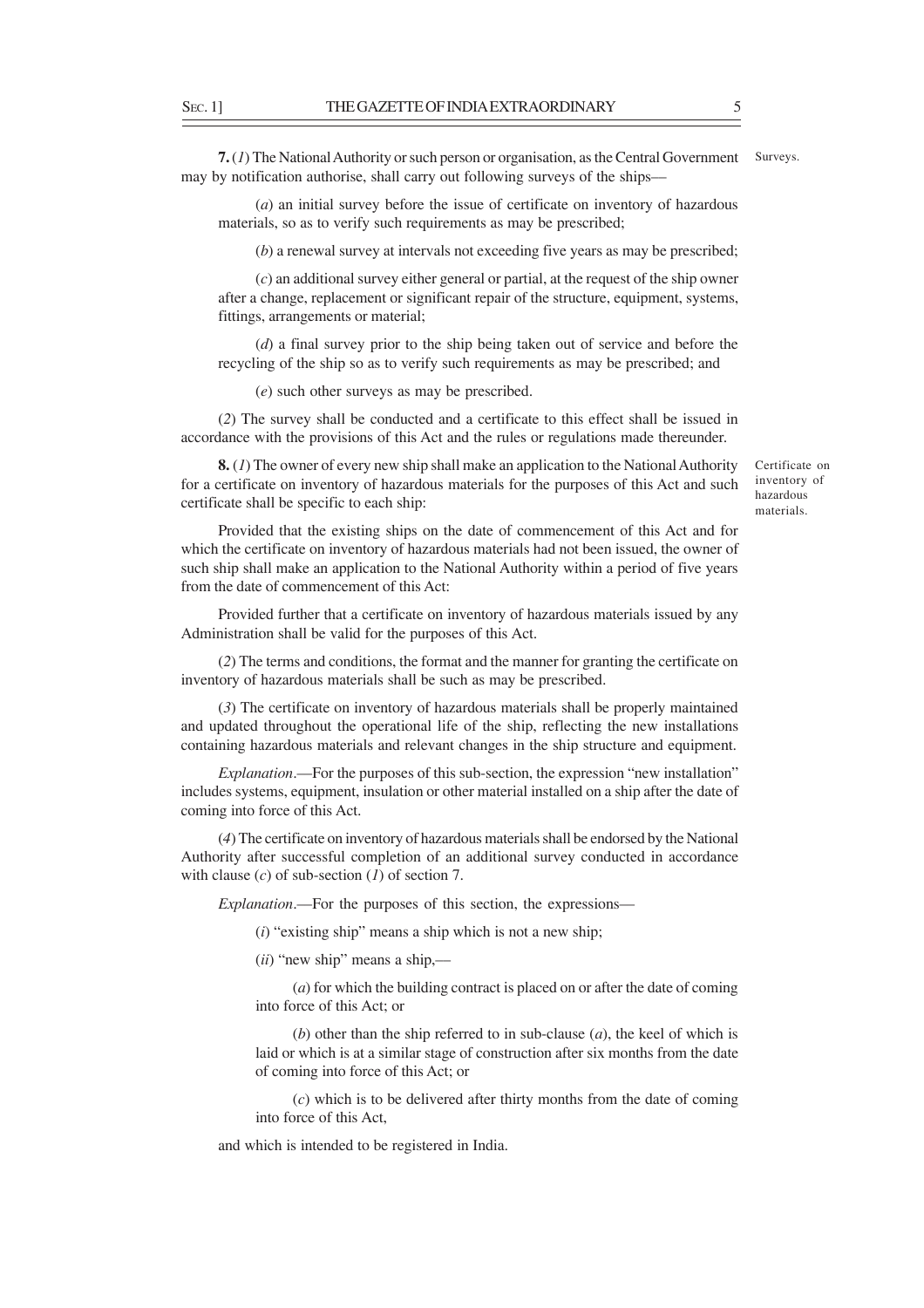**7.** (*1*) The National Authority or such person or organisation, as the Central Government may by notification authorise, shall carry out following surveys of the ships—

Surveys.

(*a*) an initial survey before the issue of certificate on inventory of hazardous materials, so as to verify such requirements as may be prescribed;

(*b*) a renewal survey at intervals not exceeding five years as may be prescribed;

(*c*) an additional survey either general or partial, at the request of the ship owner after a change, replacement or significant repair of the structure, equipment, systems, fittings, arrangements or material;

(*d*) a final survey prior to the ship being taken out of service and before the recycling of the ship so as to verify such requirements as may be prescribed; and

(*e*) such other surveys as may be prescribed.

(*2*) The survey shall be conducted and a certificate to this effect shall be issued in accordance with the provisions of this Act and the rules or regulations made thereunder.

**8.** (*1*) The owner of every new ship shall make an application to the National Authority for a certificate on inventory of hazardous materials for the purposes of this Act and such certificate shall be specific to each ship:

Certificate on inventory of hazardous materials.

Provided that the existing ships on the date of commencement of this Act and for which the certificate on inventory of hazardous materials had not been issued, the owner of such ship shall make an application to the National Authority within a period of five years from the date of commencement of this Act:

Provided further that a certificate on inventory of hazardous materials issued by any Administration shall be valid for the purposes of this Act.

(*2*) The terms and conditions, the format and the manner for granting the certificate on inventory of hazardous materials shall be such as may be prescribed.

(*3*) The certificate on inventory of hazardous materials shall be properly maintained and updated throughout the operational life of the ship, reflecting the new installations containing hazardous materials and relevant changes in the ship structure and equipment.

*Explanation*.—For the purposes of this sub-section, the expression "new installation" includes systems, equipment, insulation or other material installed on a ship after the date of coming into force of this Act.

(*4*) The certificate on inventory of hazardous materials shall be endorsed by the National Authority after successful completion of an additional survey conducted in accordance with clause (*c*) of sub-section (*1*) of section 7.

*Explanation*.—For the purposes of this section, the expressions—

(*i*) "existing ship" means a ship which is not a new ship;

(*ii*) "new ship" means a ship,—

(*a*) for which the building contract is placed on or after the date of coming into force of this Act; or

(*b*) other than the ship referred to in sub-clause (*a*), the keel of which is laid or which is at a similar stage of construction after six months from the date of coming into force of this Act; or

(*c*) which is to be delivered after thirty months from the date of coming into force of this Act,

and which is intended to be registered in India.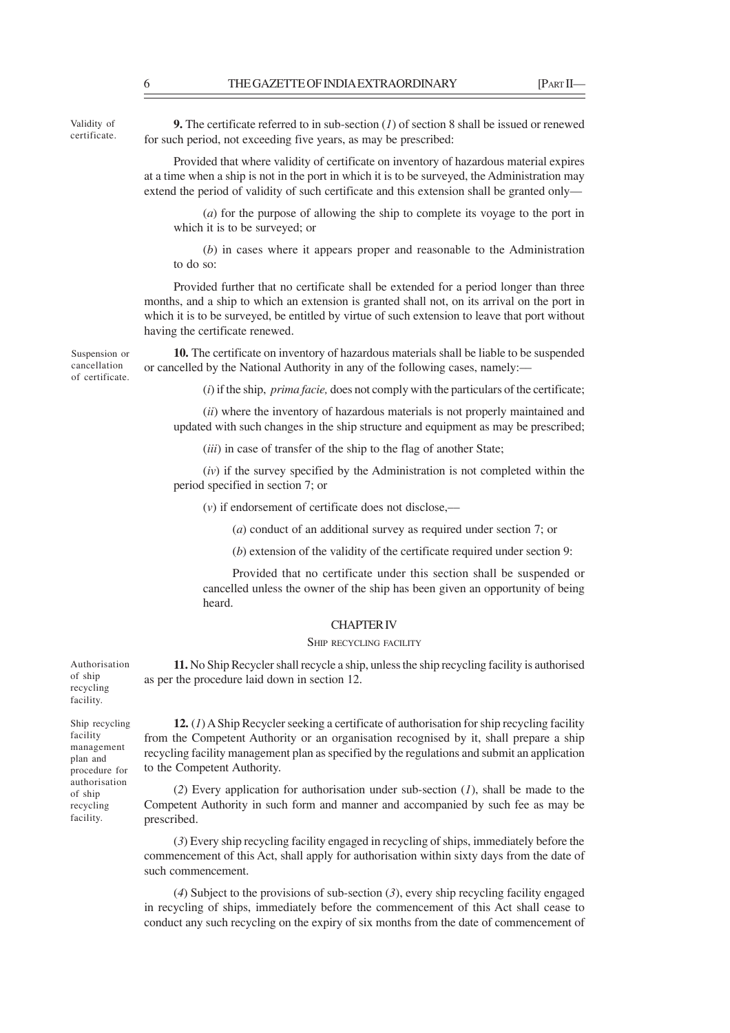Validity of certificate.

**9.** The certificate referred to in sub-section (*1*) of section 8 shall be issued or renewed for such period, not exceeding five years, as may be prescribed:

Provided that where validity of certificate on inventory of hazardous material expires at a time when a ship is not in the port in which it is to be surveyed, the Administration may extend the period of validity of such certificate and this extension shall be granted only—

(*a*) for the purpose of allowing the ship to complete its voyage to the port in which it is to be surveyed; or

(*b*) in cases where it appears proper and reasonable to the Administration to do so:

Provided further that no certificate shall be extended for a period longer than three months, and a ship to which an extension is granted shall not, on its arrival on the port in which it is to be surveyed, be entitled by virtue of such extension to leave that port without having the certificate renewed.

Suspension or cancellation of certificate.

**10.** The certificate on inventory of hazardous materials shall be liable to be suspended or cancelled by the National Authority in any of the following cases, namely:—

(*i*) if the ship, *prima facie,* does not comply with the particulars of the certificate;

(*ii*) where the inventory of hazardous materials is not properly maintained and updated with such changes in the ship structure and equipment as may be prescribed;

(*iii*) in case of transfer of the ship to the flag of another State;

(*iv*) if the survey specified by the Administration is not completed within the period specified in section 7; or

(*v*) if endorsement of certificate does not disclose,—

(*a*) conduct of an additional survey as required under section 7; or

(*b*) extension of the validity of the certificate required under section 9:

Provided that no certificate under this section shall be suspended or cancelled unless the owner of the ship has been given an opportunity of being heard.

## CHAPTER IV

### SHIP RECYCLING FACILITY

Authorisation of ship recycling facility.

**11.** No Ship Recycler shall recycle a ship, unless the ship recycling facility is authorised as per the procedure laid down in section 12.

Ship recycling facility management plan and procedure for authorisation of ship recycling facility.

**12.** (*1*) A Ship Recycler seeking a certificate of authorisation for ship recycling facility from the Competent Authority or an organisation recognised by it, shall prepare a ship recycling facility management plan as specified by the regulations and submit an application to the Competent Authority.

(*2*) Every application for authorisation under sub-section (*1*), shall be made to the Competent Authority in such form and manner and accompanied by such fee as may be prescribed.

(*3*) Every ship recycling facility engaged in recycling of ships, immediately before the commencement of this Act, shall apply for authorisation within sixty days from the date of such commencement.

(*4*) Subject to the provisions of sub-section (*3*), every ship recycling facility engaged in recycling of ships, immediately before the commencement of this Act shall cease to conduct any such recycling on the expiry of six months from the date of commencement of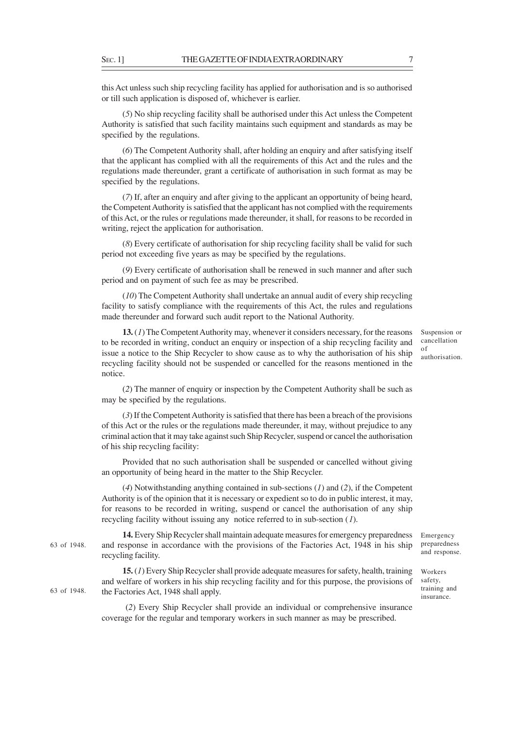this Act unless such ship recycling facility has applied for authorisation and is so authorised or till such application is disposed of, whichever is earlier.

(*5*) No ship recycling facility shall be authorised under this Act unless the Competent Authority is satisfied that such facility maintains such equipment and standards as may be specified by the regulations.

(*6*) The Competent Authority shall, after holding an enquiry and after satisfying itself that the applicant has complied with all the requirements of this Act and the rules and the regulations made thereunder, grant a certificate of authorisation in such format as may be specified by the regulations.

(*7*) If, after an enquiry and after giving to the applicant an opportunity of being heard, the Competent Authority is satisfied that the applicant has not complied with the requirements of this Act, or the rules or regulations made thereunder, it shall, for reasons to be recorded in writing, reject the application for authorisation.

(*8*) Every certificate of authorisation for ship recycling facility shall be valid for such period not exceeding five years as may be specified by the regulations.

(*9*) Every certificate of authorisation shall be renewed in such manner and after such period and on payment of such fee as may be prescribed.

(*10*) The Competent Authority shall undertake an annual audit of every ship recycling facility to satisfy compliance with the requirements of this Act, the rules and regulations made thereunder and forward such audit report to the National Authority.

Suspension or cancellation of authorisation.

**13.** (*1*) The Competent Authority may, whenever it considers necessary, for the reasons to be recorded in writing, conduct an enquiry or inspection of a ship recycling facility and issue a notice to the Ship Recycler to show cause as to why the authorisation of his ship recycling facility should not be suspended or cancelled for the reasons mentioned in the notice.

(*2*) The manner of enquiry or inspection by the Competent Authority shall be such as may be specified by the regulations.

(*3*) If the Competent Authority is satisfied that there has been a breach of the provisions of this Act or the rules or the regulations made thereunder, it may, without prejudice to any criminal action that it may take against such Ship Recycler, suspend or cancel the authorisation of his ship recycling facility:

Provided that no such authorisation shall be suspended or cancelled without giving an opportunity of being heard in the matter to the Ship Recycler.

(*4*) Notwithstanding anything contained in sub-sections (*1*) and (*2*), if the Competent Authority is of the opinion that it is necessary or expedient so to do in public interest, it may, for reasons to be recorded in writing, suspend or cancel the authorisation of any ship recycling facility without issuing any notice referred to in sub-section (*1*).

Emergency preparedness and response.

**14.** Every Ship Recycler shall maintain adequate measures for emergency preparedness and response in accordance with the provisions of the Factories Act, 1948 in his ship recycling facility. (63 of 1948.)

Workers safety, training and insurance.

**15.** (*1*) Every Ship Recycler shall provide adequate measures for safety, health, training and welfare of workers in his ship recycling facility and for this purpose, the provisions of the Factories Act, 1948 shall apply. (63 of 1948.)

(*2*) Every Ship Recycler shall provide an individual or comprehensive insurance coverage for the regular and temporary workers in such manner as may be prescribed.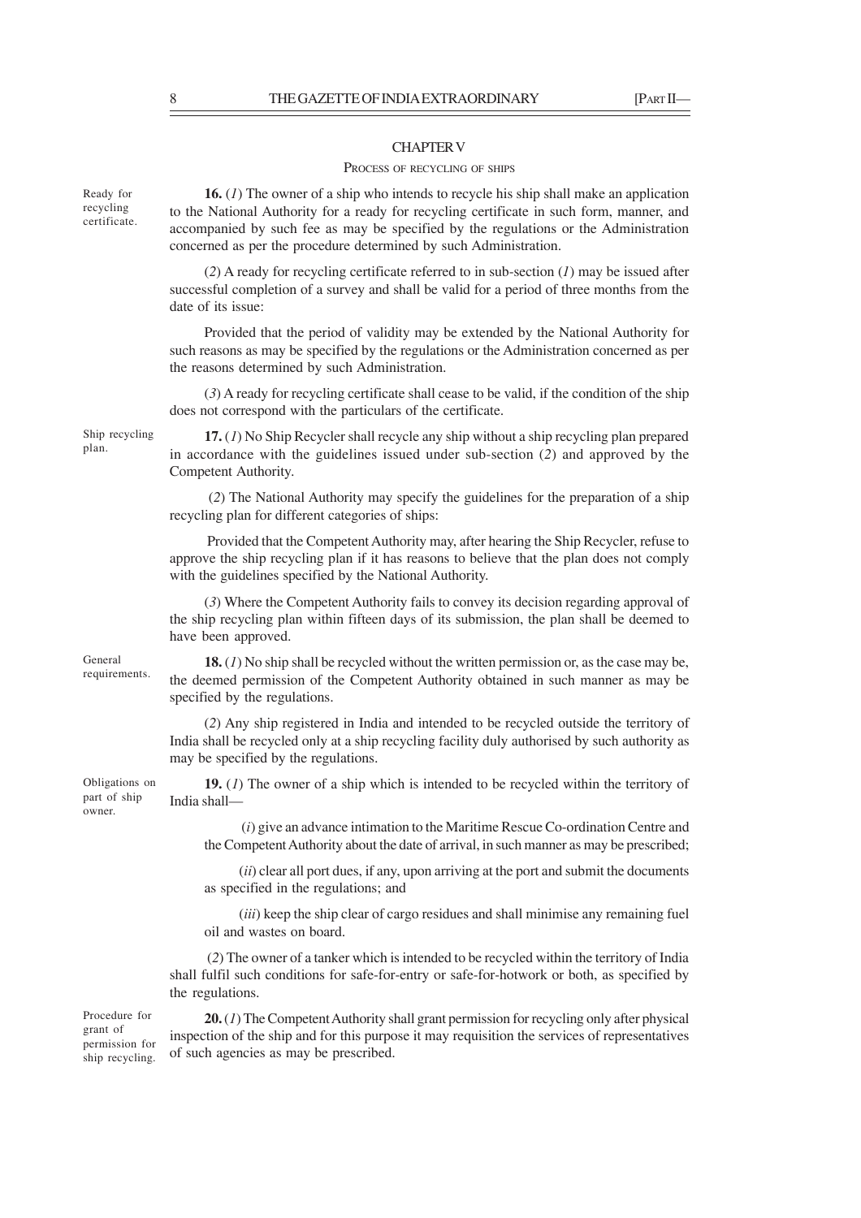## CHAPTER V

### PROCESS OF RECYCLING OF SHIPS

Ready for recycling certificate.

**16.** (*1*) The owner of a ship who intends to recycle his ship shall make an application to the National Authority for a ready for recycling certificate in such form, manner, and accompanied by such fee as may be specified by the regulations or the Administration concerned as per the procedure determined by such Administration.

(*2*) A ready for recycling certificate referred to in sub-section (*1*) may be issued after successful completion of a survey and shall be valid for a period of three months from the date of its issue:

Provided that the period of validity may be extended by the National Authority for such reasons as may be specified by the regulations or the Administration concerned as per the reasons determined by such Administration.

(*3*) A ready for recycling certificate shall cease to be valid, if the condition of the ship does not correspond with the particulars of the certificate.

Ship recycling plan.

**17.** (*1*) No Ship Recycler shall recycle any ship without a ship recycling plan prepared in accordance with the guidelines issued under sub-section (*2*) and approved by the Competent Authority.

(*2*) The National Authority may specify the guidelines for the preparation of a ship recycling plan for different categories of ships:

Provided that the Competent Authority may, after hearing the Ship Recycler, refuse to approve the ship recycling plan if it has reasons to believe that the plan does not comply with the guidelines specified by the National Authority.

(*3*) Where the Competent Authority fails to convey its decision regarding approval of the ship recycling plan within fifteen days of its submission, the plan shall be deemed to have been approved.

General requirements.

**18.** (*1*) No ship shall be recycled without the written permission or, as the case may be, the deemed permission of the Competent Authority obtained in such manner as may be specified by the regulations.

(*2*) Any ship registered in India and intended to be recycled outside the territory of India shall be recycled only at a ship recycling facility duly authorised by such authority as may be specified by the regulations.

Obligations on part of ship owner.

**19.** (*1*) The owner of a ship which is intended to be recycled within the territory of India shall—

(*i*) give an advance intimation to the Maritime Rescue Co-ordination Centre and the Competent Authority about the date of arrival, in such manner as may be prescribed;

(*ii*) clear all port dues, if any, upon arriving at the port and submit the documents as specified in the regulations; and

(*iii*) keep the ship clear of cargo residues and shall minimise any remaining fuel oil and wastes on board.

(*2*) The owner of a tanker which is intended to be recycled within the territory of India shall fulfil such conditions for safe-for-entry or safe-for-hotwork or both, as specified by the regulations.

Procedure for grant of permission for ship recycling.

**20.** (*1*) The Competent Authority shall grant permission for recycling only after physical inspection of the ship and for this purpose it may requisition the services of representatives of such agencies as may be prescribed.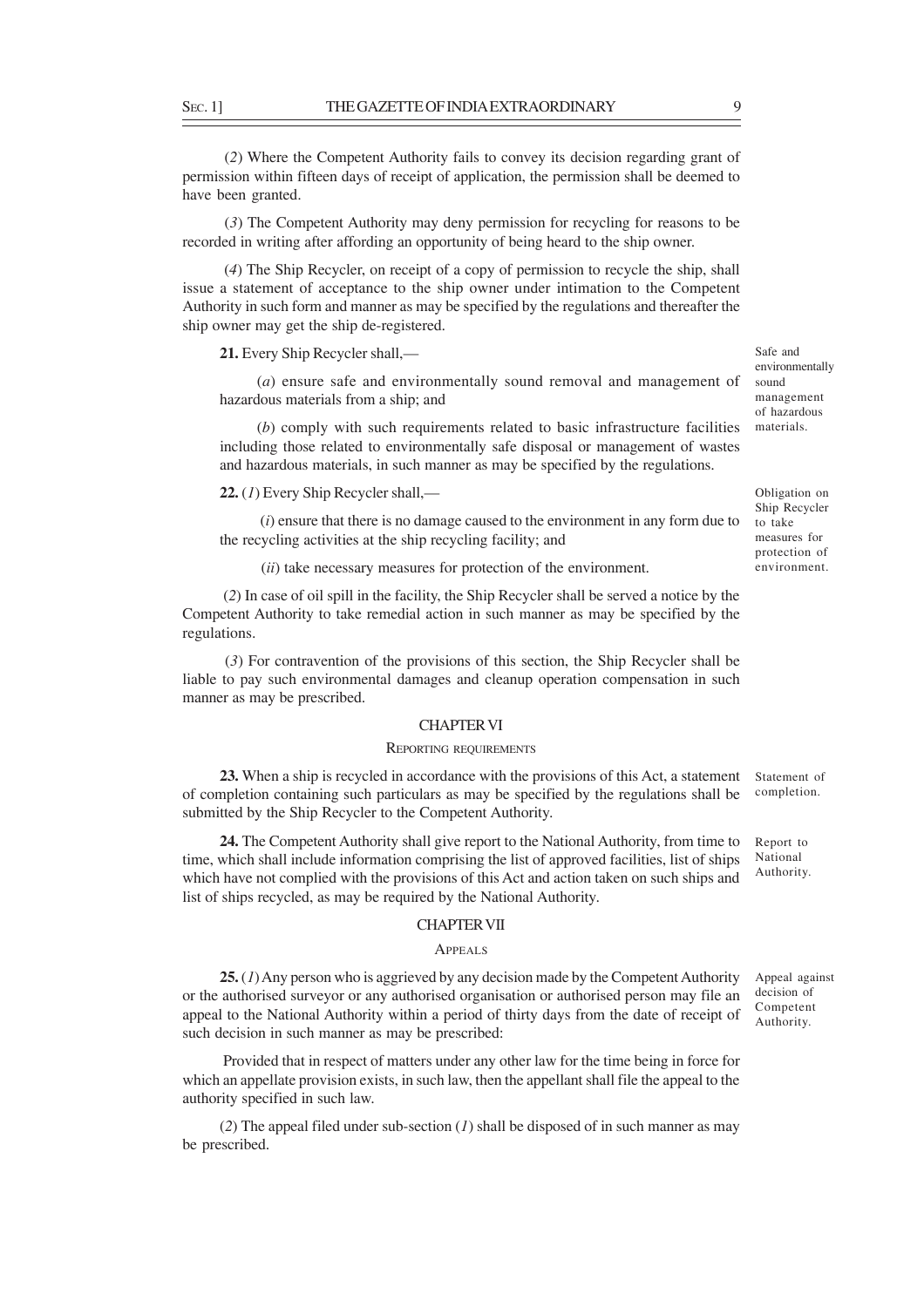(*2*) Where the Competent Authority fails to convey its decision regarding grant of permission within fifteen days of receipt of application, the permission shall be deemed to have been granted.

(*3*) The Competent Authority may deny permission for recycling for reasons to be recorded in writing after affording an opportunity of being heard to the ship owner.

(*4*) The Ship Recycler, on receipt of a copy of permission to recycle the ship, shall issue a statement of acceptance to the ship owner under intimation to the Competent Authority in such form and manner as may be specified by the regulations and thereafter the ship owner may get the ship de-registered.

Safe and environmentally sound management of hazardous materials.

**21.** Every Ship Recycler shall,—

(*a*) ensure safe and environmentally sound removal and management of hazardous materials from a ship; and

(*b*) comply with such requirements related to basic infrastructure facilities including those related to environmentally safe disposal or management of wastes and hazardous materials, in such manner as may be specified by the regulations.

Obligation on Ship Recycler to take measures for protection of environment.

**22.** (*1*) Every Ship Recycler shall,—

(*i*) ensure that there is no damage caused to the environment in any form due to the recycling activities at the ship recycling facility; and

(*ii*) take necessary measures for protection of the environment.

(*2*) In case of oil spill in the facility, the Ship Recycler shall be served a notice by the Competent Authority to take remedial action in such manner as may be specified by the regulations.

(*3*) For contravention of the provisions of this section, the Ship Recycler shall be liable to pay such environmental damages and cleanup operation compensation in such manner as may be prescribed.

## CHAPTER VI

### REPORTING REQUIREMENTS

Statement of completion.

**23.** When a ship is recycled in accordance with the provisions of this Act, a statement of completion containing such particulars as may be specified by the regulations shall be submitted by the Ship Recycler to the Competent Authority.

Report to National Authority.

**24.** The Competent Authority shall give report to the National Authority, from time to time, which shall include information comprising the list of approved facilities, list of ships which have not complied with the provisions of this Act and action taken on such ships and list of ships recycled, as may be required by the National Authority.

## CHAPTER VII

### APPEALS

Appeal against decision of Competent Authority.

**25.** (*1*) Any person who is aggrieved by any decision made by the Competent Authority or the authorised surveyor or any authorised organisation or authorised person may file an appeal to the National Authority within a period of thirty days from the date of receipt of such decision in such manner as may be prescribed:

Provided that in respect of matters under any other law for the time being in force for which an appellate provision exists, in such law, then the appellant shall file the appeal to the authority specified in such law.

(*2*) The appeal filed under sub-section (*1*) shall be disposed of in such manner as may be prescribed.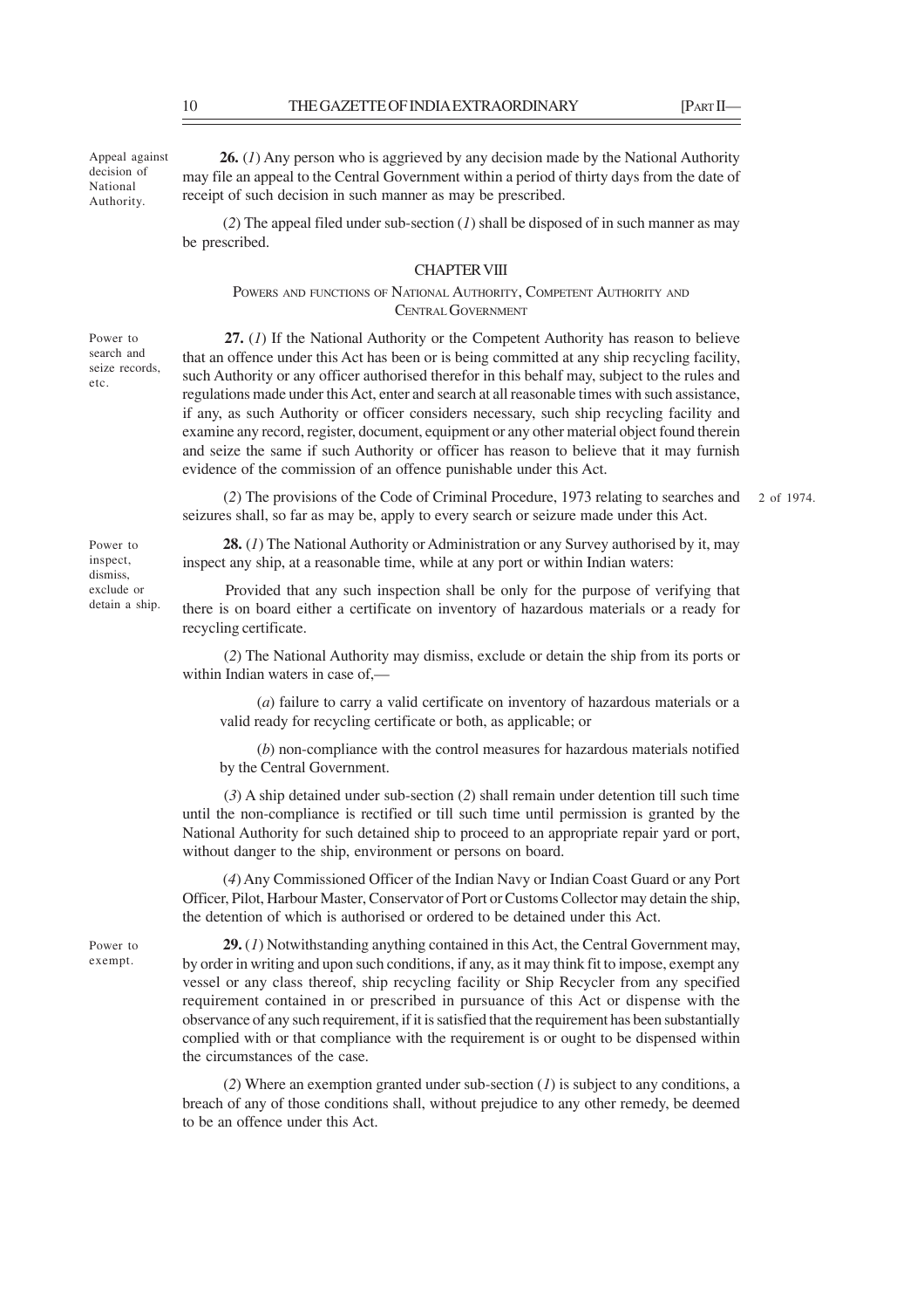**Appeal against decision of National Authority.**

**26.** (*1*) Any person who is aggrieved by any decision made by the National Authority may file an appeal to the Central Government within a period of thirty days from the date of receipt of such decision in such manner as may be prescribed.

(*2*) The appeal filed under sub-section (*1*) shall be disposed of in such manner as may be prescribed.

## CHAPTER VIII

### POWERS AND FUNCTIONS OF NATIONAL AUTHORITY, COMPETENT AUTHORITY AND CENTRAL GOVERNMENT

**Power to search and seize records, etc.**

**27.** (*1*) If the National Authority or the Competent Authority has reason to believe that an offence under this Act has been or is being committed at any ship recycling facility, such Authority or any officer authorised therefor in this behalf may, subject to the rules and regulations made under this Act, enter and search at all reasonable times with such assistance, if any, as such Authority or officer considers necessary, such ship recycling facility and examine any record, register, document, equipment or any other material object found therein and seize the same if such Authority or officer has reason to believe that it may furnish evidence of the commission of an offence punishable under this Act.

(*2*) The provisions of the Code of Criminal Procedure, 1973 relating to searches and seizures shall, so far as may be, apply to every search or seizure made under this Act. (2 of 1974.)

**Power to inspect, dismiss, exclude or detain a ship.**

**28.** (*1*) The National Authority or Administration or any Survey authorised by it, may inspect any ship, at a reasonable time, while at any port or within Indian waters:

Provided that any such inspection shall be only for the purpose of verifying that there is on board either a certificate on inventory of hazardous materials or a ready for recycling certificate.

(*2*) The National Authority may dismiss, exclude or detain the ship from its ports or within Indian waters in case of,—

(*a*) failure to carry a valid certificate on inventory of hazardous materials or a valid ready for recycling certificate or both, as applicable; or

(*b*) non-compliance with the control measures for hazardous materials notified by the Central Government.

(*3*) A ship detained under sub-section (*2*) shall remain under detention till such time until the non-compliance is rectified or till such time until permission is granted by the National Authority for such detained ship to proceed to an appropriate repair yard or port, without danger to the ship, environment or persons on board.

(*4*) Any Commissioned Officer of the Indian Navy or Indian Coast Guard or any Port Officer, Pilot, Harbour Master, Conservator of Port or Customs Collector may detain the ship, the detention of which is authorised or ordered to be detained under this Act.

**Power to exempt.**

**29.** (*1*) Notwithstanding anything contained in this Act, the Central Government may, by order in writing and upon such conditions, if any, as it may think fit to impose, exempt any vessel or any class thereof, ship recycling facility or Ship Recycler from any specified requirement contained in or prescribed in pursuance of this Act or dispense with the observance of any such requirement, if it is satisfied that the requirement has been substantially complied with or that compliance with the requirement is or ought to be dispensed within the circumstances of the case.

(*2*) Where an exemption granted under sub-section (*1*) is subject to any conditions, a breach of any of those conditions shall, without prejudice to any other remedy, be deemed to be an offence under this Act.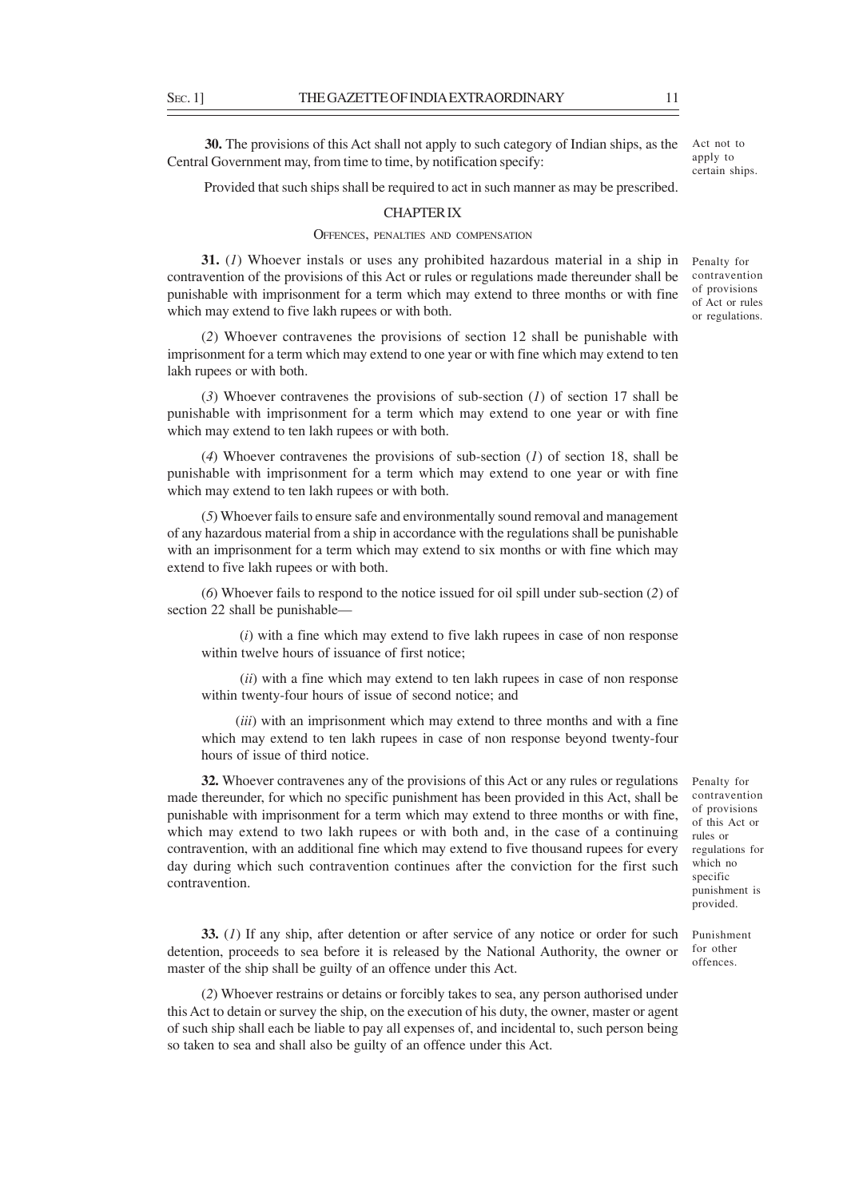**30.** The provisions of this Act shall not apply to such category of Indian ships, as the Central Government may, from time to time, by notification specify:

*Act not to apply to certain ships.*

Provided that such ships shall be required to act in such manner as may be prescribed.

## CHAPTER IX

### OFFENCES, PENALTIES AND COMPENSATION

*Penalty for contravention of provisions of Act or rules or regulations.*

**31.** (*1*) Whoever instals or uses any prohibited hazardous material in a ship in contravention of the provisions of this Act or rules or regulations made thereunder shall be punishable with imprisonment for a term which may extend to three months or with fine which may extend to five lakh rupees or with both.

(*2*) Whoever contravenes the provisions of section 12 shall be punishable with imprisonment for a term which may extend to one year or with fine which may extend to ten lakh rupees or with both.

(*3*) Whoever contravenes the provisions of sub-section (*1*) of section 17 shall be punishable with imprisonment for a term which may extend to one year or with fine which may extend to ten lakh rupees or with both.

(*4*) Whoever contravenes the provisions of sub-section (*1*) of section 18, shall be punishable with imprisonment for a term which may extend to one year or with fine which may extend to ten lakh rupees or with both.

(*5*) Whoever fails to ensure safe and environmentally sound removal and management of any hazardous material from a ship in accordance with the regulations shall be punishable with an imprisonment for a term which may extend to six months or with fine which may extend to five lakh rupees or with both.

(*6*) Whoever fails to respond to the notice issued for oil spill under sub-section (*2*) of section 22 shall be punishable—

(*i*) with a fine which may extend to five lakh rupees in case of non response within twelve hours of issuance of first notice;

(*ii*) with a fine which may extend to ten lakh rupees in case of non response within twenty-four hours of issue of second notice; and

(*iii*) with an imprisonment which may extend to three months and with a fine which may extend to ten lakh rupees in case of non response beyond twenty-four hours of issue of third notice.

*Penalty for contravention of provisions of this Act or rules or regulations for which no specific punishment is provided.*

**32.** Whoever contravenes any of the provisions of this Act or any rules or regulations made thereunder, for which no specific punishment has been provided in this Act, shall be punishable with imprisonment for a term which may extend to three months or with fine, which may extend to two lakh rupees or with both and, in the case of a continuing contravention, with an additional fine which may extend to five thousand rupees for every day during which such contravention continues after the conviction for the first such contravention.

*Punishment for other offences.*

**33.** (*1*) If any ship, after detention or after service of any notice or order for such detention, proceeds to sea before it is released by the National Authority, the owner or master of the ship shall be guilty of an offence under this Act.

(*2*) Whoever restrains or detains or forcibly takes to sea, any person authorised under this Act to detain or survey the ship, on the execution of his duty, the owner, master or agent of such ship shall each be liable to pay all expenses of, and incidental to, such person being so taken to sea and shall also be guilty of an offence under this Act.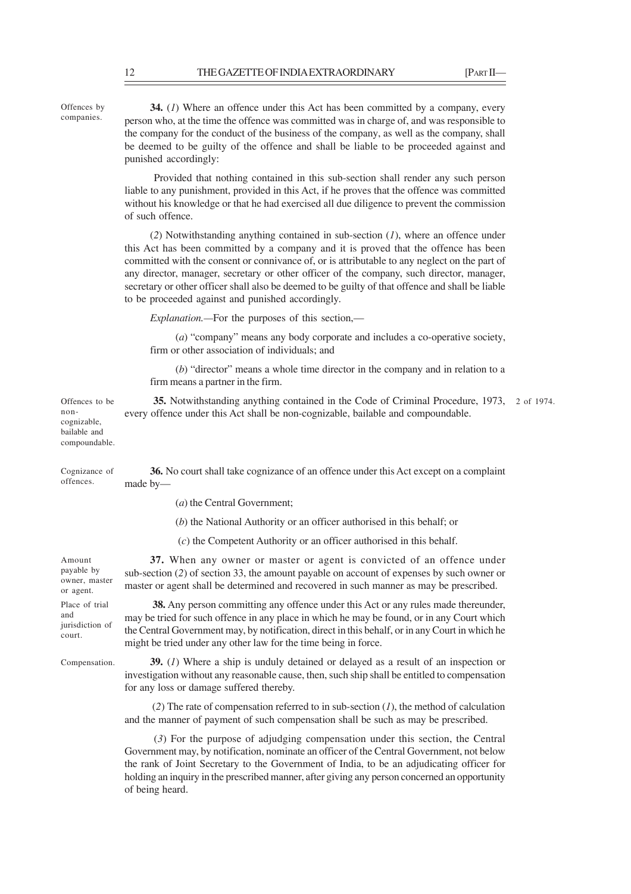**Offences by companies.**

**34.** (*1*) Where an offence under this Act has been committed by a company, every person who, at the time the offence was committed was in charge of, and was responsible to the company for the conduct of the business of the company, as well as the company, shall be deemed to be guilty of the offence and shall be liable to be proceeded against and punished accordingly:

Provided that nothing contained in this sub-section shall render any such person liable to any punishment, provided in this Act, if he proves that the offence was committed without his knowledge or that he had exercised all due diligence to prevent the commission of such offence.

(*2*) Notwithstanding anything contained in sub-section (*1*), where an offence under this Act has been committed by a company and it is proved that the offence has been committed with the consent or connivance of, or is attributable to any neglect on the part of any director, manager, secretary or other officer of the company, such director, manager, secretary or other officer shall also be deemed to be guilty of that offence and shall be liable to be proceeded against and punished accordingly.

*Explanation.*—For the purposes of this section,—

(*a*) "company" means any body corporate and includes a co-operative society, firm or other association of individuals; and

(*b*) "director" means a whole time director in the company and in relation to a firm means a partner in the firm.

**Offences to be non-cognizable, bailable and compoundable.**

**35.** Notwithstanding anything contained in the Code of Criminal Procedure, 1973 (2 of 1974), every offence under this Act shall be non-cognizable, bailable and compoundable.

**Cognizance of offences.**

**36.** No court shall take cognizance of an offence under this Act except on a complaint made by—

(*a*) the Central Government;

(*b*) the National Authority or an officer authorised in this behalf; or

(*c*) the Competent Authority or an officer authorised in this behalf.

**Amount payable by owner, master or agent.**

**37.** When any owner or master or agent is convicted of an offence under sub-section (*2*) of section 33, the amount payable on account of expenses by such owner or master or agent shall be determined and recovered in such manner as may be prescribed.

**Place of trial and jurisdiction of court.**

**38.** Any person committing any offence under this Act or any rules made thereunder, may be tried for such offence in any place in which he may be found, or in any Court which the Central Government may, by notification, direct in this behalf, or in any Court in which he might be tried under any other law for the time being in force.

**Compensation.**

**39.** (*1*) Where a ship is unduly detained or delayed as a result of an inspection or investigation without any reasonable cause, then, such ship shall be entitled to compensation for any loss or damage suffered thereby.

(*2*) The rate of compensation referred to in sub-section (*1*), the method of calculation and the manner of payment of such compensation shall be such as may be prescribed.

(*3*) For the purpose of adjudging compensation under this section, the Central Government may, by notification, nominate an officer of the Central Government, not below the rank of Joint Secretary to the Government of India, to be an adjudicating officer for holding an inquiry in the prescribed manner, after giving any person concerned an opportunity of being heard.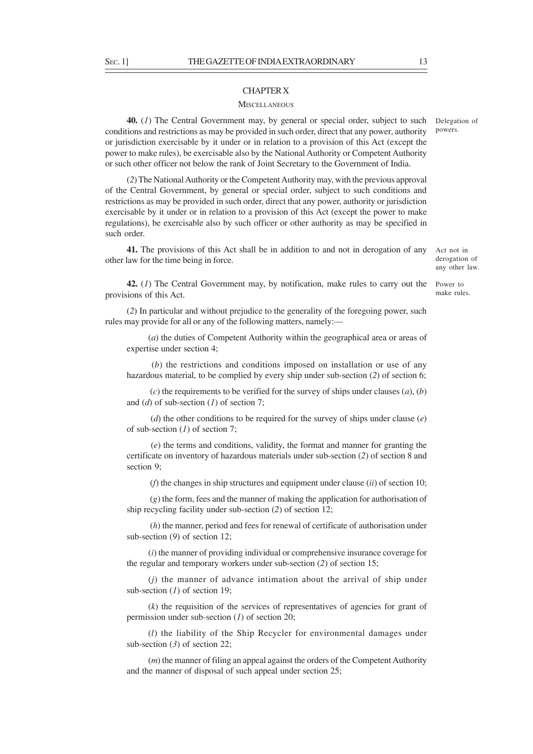## CHAPTER X

### MISCELLANEOUS

*Delegation of powers.*

**40.** (*1*) The Central Government may, by general or special order, subject to such conditions and restrictions as may be provided in such order, direct that any power, authority or jurisdiction exercisable by it under or in relation to a provision of this Act (except the power to make rules), be exercisable also by the National Authority or Competent Authority or such other officer not below the rank of Joint Secretary to the Government of India.

(*2*) The National Authority or the Competent Authority may, with the previous approval of the Central Government, by general or special order, subject to such conditions and restrictions as may be provided in such order, direct that any power, authority or jurisdiction exercisable by it under or in relation to a provision of this Act (except the power to make regulations), be exercisable also by such officer or other authority as may be specified in such order.

*Act not in derogation of any other law.*

**41.** The provisions of this Act shall be in addition to and not in derogation of any other law for the time being in force.

*Power to make rules.*

**42.** (*1*) The Central Government may, by notification, make rules to carry out the provisions of this Act.

(*2*) In particular and without prejudice to the generality of the foregoing power, such rules may provide for all or any of the following matters, namely:—

(*a*) the duties of Competent Authority within the geographical area or areas of expertise under section 4;

(*b*) the restrictions and conditions imposed on installation or use of any hazardous material, to be complied by every ship under sub-section (*2*) of section 6;

(*c*) the requirements to be verified for the survey of ships under clauses (*a*), (*b*) and (*d*) of sub-section (*1*) of section 7;

(*d*) the other conditions to be required for the survey of ships under clause (*e*) of sub-section (*1*) of section 7;

(*e*) the terms and conditions, validity, the format and manner for granting the certificate on inventory of hazardous materials under sub-section (*2*) of section 8 and section 9;

(*f*) the changes in ship structures and equipment under clause (*ii*) of section 10;

(*g*) the form, fees and the manner of making the application for authorisation of ship recycling facility under sub-section (*2*) of section 12;

(*h*) the manner, period and fees for renewal of certificate of authorisation under sub-section (*9*) of section 12;

(*i*) the manner of providing individual or comprehensive insurance coverage for the regular and temporary workers under sub-section (*2*) of section 15;

(*j*) the manner of advance intimation about the arrival of ship under sub-section (*1*) of section 19;

(*k*) the requisition of the services of representatives of agencies for grant of permission under sub-section (*1*) of section 20;

(*l*) the liability of the Ship Recycler for environmental damages under sub-section (*3*) of section 22;

(*m*) the manner of filing an appeal against the orders of the Competent Authority and the manner of disposal of such appeal under section 25;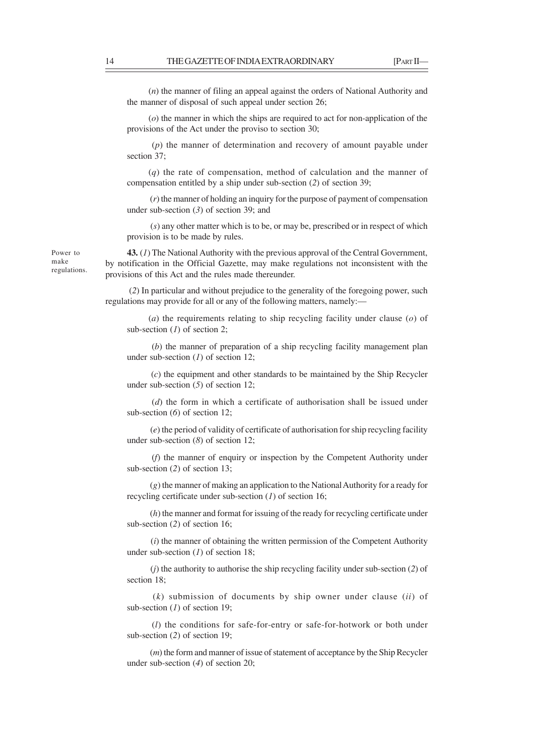(*n*) the manner of filing an appeal against the orders of National Authority and the manner of disposal of such appeal under section 26;

(*o*) the manner in which the ships are required to act for non-application of the provisions of the Act under the proviso to section 30;

(*p*) the manner of determination and recovery of amount payable under section 37;

(*q*) the rate of compensation, method of calculation and the manner of compensation entitled by a ship under sub-section (*2*) of section 39;

(*r*) the manner of holding an inquiry for the purpose of payment of compensation under sub-section (*3*) of section 39; and

(*s*) any other matter which is to be, or may be, prescribed or in respect of which provision is to be made by rules.

Power to make regulations.

**43.** (*1*) The National Authority with the previous approval of the Central Government, by notification in the Official Gazette, may make regulations not inconsistent with the provisions of this Act and the rules made thereunder.

(*2*) In particular and without prejudice to the generality of the foregoing power, such regulations may provide for all or any of the following matters, namely:—

(*a*) the requirements relating to ship recycling facility under clause (*o*) of sub-section (*1*) of section 2;

(*b*) the manner of preparation of a ship recycling facility management plan under sub-section (*1*) of section 12;

(*c*) the equipment and other standards to be maintained by the Ship Recycler under sub-section (*5*) of section 12;

(*d*) the form in which a certificate of authorisation shall be issued under sub-section (*6*) of section 12;

(*e*) the period of validity of certificate of authorisation for ship recycling facility under sub-section (*8*) of section 12;

(*f*) the manner of enquiry or inspection by the Competent Authority under sub-section (*2*) of section 13;

(*g*) the manner of making an application to the National Authority for a ready for recycling certificate under sub-section (*1*) of section 16;

(*h*) the manner and format for issuing of the ready for recycling certificate under sub-section (*2*) of section 16;

(*i*) the manner of obtaining the written permission of the Competent Authority under sub-section (*1*) of section 18;

(*j*) the authority to authorise the ship recycling facility under sub-section (*2*) of section 18;

(*k*) submission of documents by ship owner under clause (*ii*) of sub-section (*1*) of section 19;

(*l*) the conditions for safe-for-entry or safe-for-hotwork or both under sub-section (*2*) of section 19;

(*m*) the form and manner of issue of statement of acceptance by the Ship Recycler under sub-section (*4*) of section 20;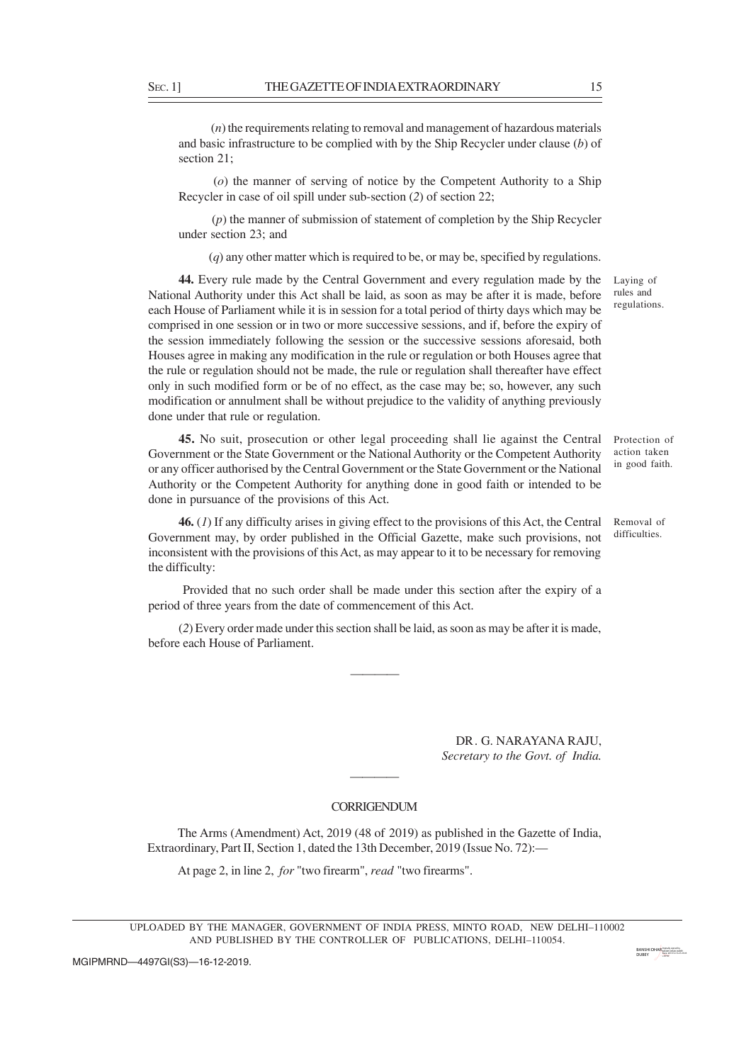(*n*) the requirements relating to removal and management of hazardous materials and basic infrastructure to be complied with by the Ship Recycler under clause (*b*) of section 21;

(*o*) the manner of serving of notice by the Competent Authority to a Ship Recycler in case of oil spill under sub-section (*2*) of section 22;

(*p*) the manner of submission of statement of completion by the Ship Recycler under section 23; and

(*q*) any other matter which is required to be, or may be, specified by regulations.

Laying of rules and regulations.

**44.** Every rule made by the Central Government and every regulation made by the National Authority under this Act shall be laid, as soon as may be after it is made, before each House of Parliament while it is in session for a total period of thirty days which may be comprised in one session or in two or more successive sessions, and if, before the expiry of the session immediately following the session or the successive sessions aforesaid, both Houses agree in making any modification in the rule or regulation or both Houses agree that the rule or regulation should not be made, the rule or regulation shall thereafter have effect only in such modified form or be of no effect, as the case may be; so, however, any such modification or annulment shall be without prejudice to the validity of anything previously done under that rule or regulation.

Protection of action taken in good faith.

**45.** No suit, prosecution or other legal proceeding shall lie against the Central Government or the State Government or the National Authority or the Competent Authority or any officer authorised by the Central Government or the State Government or the National Authority or the Competent Authority for anything done in good faith or intended to be done in pursuance of the provisions of this Act.

Removal of difficulties.

**46.** (*1*) If any difficulty arises in giving effect to the provisions of this Act, the Central Government may, by order published in the Official Gazette, make such provisions, not inconsistent with the provisions of this Act, as may appear to it to be necessary for removing the difficulty:

Provided that no such order shall be made under this section after the expiry of a period of three years from the date of commencement of this Act.

(*2*) Every order made under this section shall be laid, as soon as may be after it is made, before each House of Parliament.

————

DR. G. NARAYANA RAJU,
*Secretary to the Govt. of India.*

————

## CORRIGENDUM

The Arms (Amendment) Act, 2019 (48 of 2019) as published in the Gazette of India, Extraordinary, Part II, Section 1, dated the 13th December, 2019 (Issue No. 72):—

At page 2, in line 2, *for* "two firearm", *read* "two firearms".

UPLOADED BY THE MANAGER, GOVERNMENT OF INDIA PRESS, MINTO ROAD, NEW DELHI–110002 AND PUBLISHED BY THE CONTROLLER OF PUBLICATIONS, DELHI–110054.

MGIPMRND—4497GI(S3)—16-12-2019.